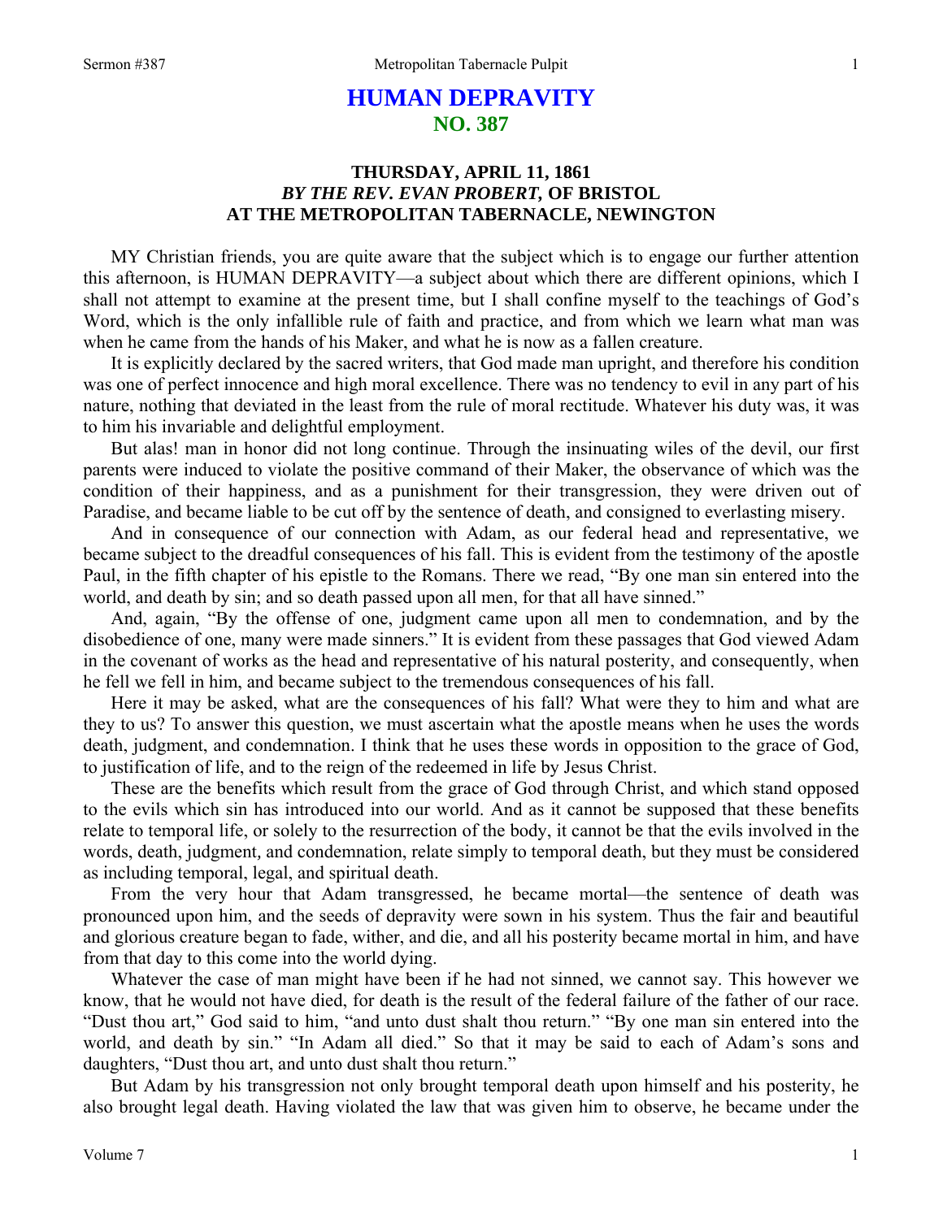# HUMAN DEPRAVITY
## NO. 387

### THURSDAY, APRIL 11, 1861
### *BY THE REV. EVAN PROBERT,* OF BRISTOL
### AT THE METROPOLITAN TABERNACLE, NEWINGTON

MY Christian friends, you are quite aware that the subject which is to engage our further attention this afternoon, is HUMAN DEPRAVITY—a subject about which there are different opinions, which I shall not attempt to examine at the present time, but I shall confine myself to the teachings of God's Word, which is the only infallible rule of faith and practice, and from which we learn what man was when he came from the hands of his Maker, and what he is now as a fallen creature.

It is explicitly declared by the sacred writers, that God made man upright, and therefore his condition was one of perfect innocence and high moral excellence. There was no tendency to evil in any part of his nature, nothing that deviated in the least from the rule of moral rectitude. Whatever his duty was, it was to him his invariable and delightful employment.

But alas! man in honor did not long continue. Through the insinuating wiles of the devil, our first parents were induced to violate the positive command of their Maker, the observance of which was the condition of their happiness, and as a punishment for their transgression, they were driven out of Paradise, and became liable to be cut off by the sentence of death, and consigned to everlasting misery.

And in consequence of our connection with Adam, as our federal head and representative, we became subject to the dreadful consequences of his fall. This is evident from the testimony of the apostle Paul, in the fifth chapter of his epistle to the Romans. There we read, "By one man sin entered into the world, and death by sin; and so death passed upon all men, for that all have sinned."

And, again, "By the offense of one, judgment came upon all men to condemnation, and by the disobedience of one, many were made sinners." It is evident from these passages that God viewed Adam in the covenant of works as the head and representative of his natural posterity, and consequently, when he fell we fell in him, and became subject to the tremendous consequences of his fall.

Here it may be asked, what are the consequences of his fall? What were they to him and what are they to us? To answer this question, we must ascertain what the apostle means when he uses the words death, judgment, and condemnation. I think that he uses these words in opposition to the grace of God, to justification of life, and to the reign of the redeemed in life by Jesus Christ.

These are the benefits which result from the grace of God through Christ, and which stand opposed to the evils which sin has introduced into our world. And as it cannot be supposed that these benefits relate to temporal life, or solely to the resurrection of the body, it cannot be that the evils involved in the words, death, judgment*,* and condemnation, relate simply to temporal death, but they must be considered as including temporal, legal, and spiritual death.

From the very hour that Adam transgressed, he became mortal—the sentence of death was pronounced upon him, and the seeds of depravity were sown in his system. Thus the fair and beautiful and glorious creature began to fade, wither, and die, and all his posterity became mortal in him, and have from that day to this come into the world dying.

Whatever the case of man might have been if he had not sinned, we cannot say. This however we know, that he would not have died, for death is the result of the federal failure of the father of our race. "Dust thou art," God said to him, "and unto dust shalt thou return." "By one man sin entered into the world, and death by sin." "In Adam all died." So that it may be said to each of Adam's sons and daughters, "Dust thou art, and unto dust shalt thou return."

But Adam by his transgression not only brought temporal death upon himself and his posterity, he also brought legal death. Having violated the law that was given him to observe, he became under the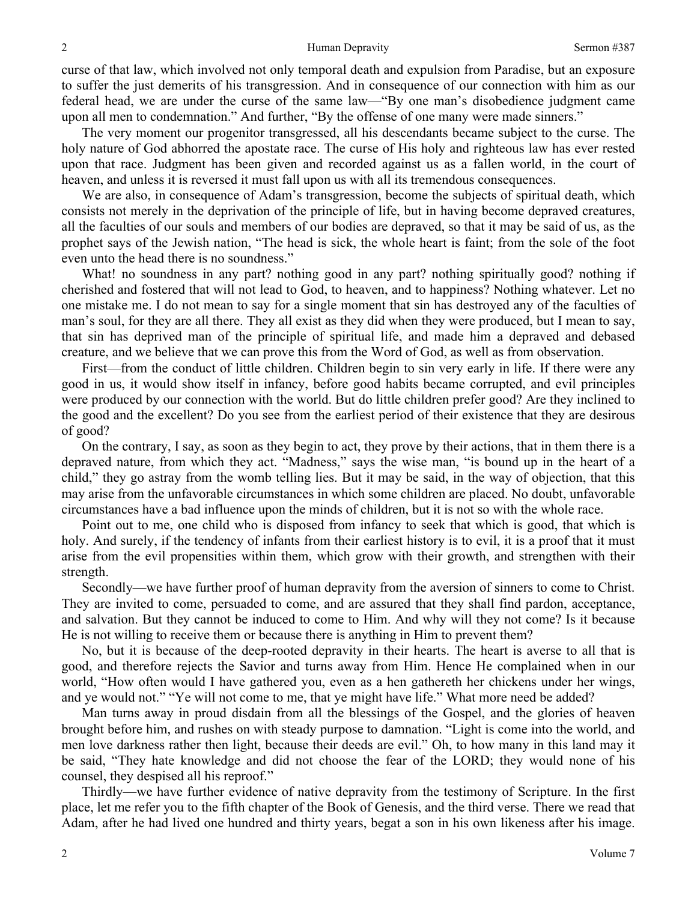curse of that law, which involved not only temporal death and expulsion from Paradise, but an exposure to suffer the just demerits of his transgression. And in consequence of our connection with him as our federal head, we are under the curse of the same law—"By one man's disobedience judgment came upon all men to condemnation." And further, "By the offense of one many were made sinners."

The very moment our progenitor transgressed, all his descendants became subject to the curse. The holy nature of God abhorred the apostate race. The curse of His holy and righteous law has ever rested upon that race. Judgment has been given and recorded against us as a fallen world, in the court of heaven, and unless it is reversed it must fall upon us with all its tremendous consequences.

We are also, in consequence of Adam's transgression, become the subjects of spiritual death, which consists not merely in the deprivation of the principle of life, but in having become depraved creatures, all the faculties of our souls and members of our bodies are depraved, so that it may be said of us, as the prophet says of the Jewish nation, "The head is sick, the whole heart is faint; from the sole of the foot even unto the head there is no soundness."

What! no soundness in any part? nothing good in any part? nothing spiritually good? nothing if cherished and fostered that will not lead to God, to heaven, and to happiness? Nothing whatever. Let no one mistake me. I do not mean to say for a single moment that sin has destroyed any of the faculties of man's soul, for they are all there. They all exist as they did when they were produced, but I mean to say, that sin has deprived man of the principle of spiritual life, and made him a depraved and debased creature, and we believe that we can prove this from the Word of God, as well as from observation.

First—from the conduct of little children. Children begin to sin very early in life. If there were any good in us, it would show itself in infancy, before good habits became corrupted, and evil principles were produced by our connection with the world. But do little children prefer good? Are they inclined to the good and the excellent? Do you see from the earliest period of their existence that they are desirous of good?

On the contrary, I say, as soon as they begin to act, they prove by their actions, that in them there is a depraved nature, from which they act. "Madness," says the wise man, "is bound up in the heart of a child," they go astray from the womb telling lies. But it may be said, in the way of objection, that this may arise from the unfavorable circumstances in which some children are placed. No doubt, unfavorable circumstances have a bad influence upon the minds of children, but it is not so with the whole race.

Point out to me, one child who is disposed from infancy to seek that which is good, that which is holy. And surely, if the tendency of infants from their earliest history is to evil, it is a proof that it must arise from the evil propensities within them, which grow with their growth, and strengthen with their strength.

Secondly—we have further proof of human depravity from the aversion of sinners to come to Christ. They are invited to come, persuaded to come, and are assured that they shall find pardon, acceptance, and salvation. But they cannot be induced to come to Him. And why will they not come? Is it because He is not willing to receive them or because there is anything in Him to prevent them?

No, but it is because of the deep-rooted depravity in their hearts. The heart is averse to all that is good, and therefore rejects the Savior and turns away from Him. Hence He complained when in our world, "How often would I have gathered you, even as a hen gathereth her chickens under her wings, and ye would not." "Ye will not come to me, that ye might have life." What more need be added?

Man turns away in proud disdain from all the blessings of the Gospel, and the glories of heaven brought before him, and rushes on with steady purpose to damnation. "Light is come into the world, and men love darkness rather then light, because their deeds are evil." Oh, to how many in this land may it be said, "They hate knowledge and did not choose the fear of the LORD; they would none of his counsel, they despised all his reproof."

Thirdly—we have further evidence of native depravity from the testimony of Scripture. In the first place, let me refer you to the fifth chapter of the Book of Genesis, and the third verse. There we read that Adam, after he had lived one hundred and thirty years, begat a son in his own likeness after his image.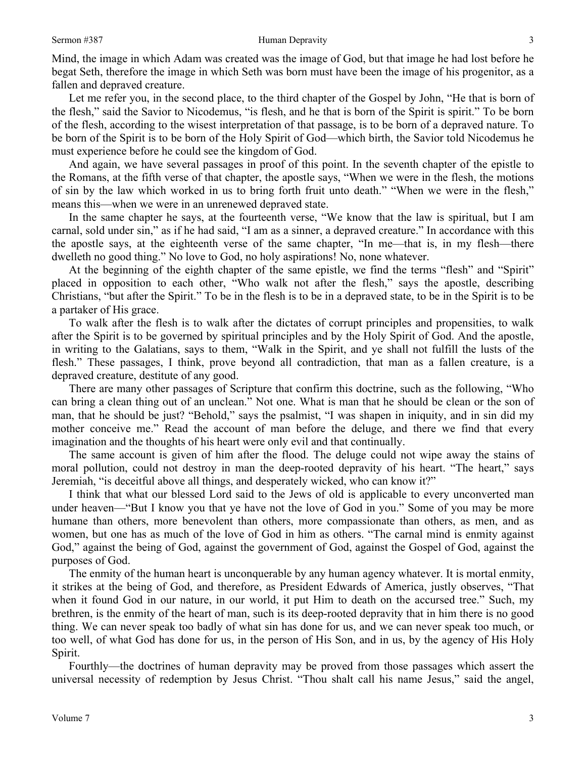Mind, the image in which Adam was created was the image of God, but that image he had lost before he begat Seth, therefore the image in which Seth was born must have been the image of his progenitor, as a fallen and depraved creature.

Let me refer you, in the second place, to the third chapter of the Gospel by John, "He that is born of the flesh," said the Savior to Nicodemus, "is flesh, and he that is born of the Spirit is spirit." To be born of the flesh, according to the wisest interpretation of that passage, is to be born of a depraved nature. To be born of the Spirit is to be born of the Holy Spirit of God—which birth, the Savior told Nicodemus he must experience before he could see the kingdom of God.

And again, we have several passages in proof of this point. In the seventh chapter of the epistle to the Romans, at the fifth verse of that chapter, the apostle says, "When we were in the flesh, the motions of sin by the law which worked in us to bring forth fruit unto death." "When we were in the flesh," means this—when we were in an unrenewed depraved state.

In the same chapter he says, at the fourteenth verse, "We know that the law is spiritual, but I am carnal, sold under sin," as if he had said, "I am as a sinner, a depraved creature." In accordance with this the apostle says, at the eighteenth verse of the same chapter, "In me—that is, in my flesh—there dwelleth no good thing." No love to God, no holy aspirations! No, none whatever.

At the beginning of the eighth chapter of the same epistle, we find the terms "flesh" and "Spirit" placed in opposition to each other, "Who walk not after the flesh," says the apostle, describing Christians, "but after the Spirit." To be in the flesh is to be in a depraved state, to be in the Spirit is to be a partaker of His grace.

To walk after the flesh is to walk after the dictates of corrupt principles and propensities, to walk after the Spirit is to be governed by spiritual principles and by the Holy Spirit of God. And the apostle, in writing to the Galatians, says to them, "Walk in the Spirit, and ye shall not fulfill the lusts of the flesh." These passages, I think, prove beyond all contradiction, that man as a fallen creature, is a depraved creature, destitute of any good.

There are many other passages of Scripture that confirm this doctrine, such as the following, "Who can bring a clean thing out of an unclean." Not one. What is man that he should be clean or the son of man, that he should be just? "Behold," says the psalmist, "I was shapen in iniquity, and in sin did my mother conceive me." Read the account of man before the deluge, and there we find that every imagination and the thoughts of his heart were only evil and that continually.

The same account is given of him after the flood. The deluge could not wipe away the stains of moral pollution, could not destroy in man the deep-rooted depravity of his heart. "The heart," says Jeremiah, "is deceitful above all things, and desperately wicked, who can know it?"

I think that what our blessed Lord said to the Jews of old is applicable to every unconverted man under heaven—"But I know you that ye have not the love of God in you." Some of you may be more humane than others, more benevolent than others, more compassionate than others, as men, and as women, but one has as much of the love of God in him as others. "The carnal mind is enmity against God," against the being of God, against the government of God, against the Gospel of God, against the purposes of God.

The enmity of the human heart is unconquerable by any human agency whatever. It is mortal enmity, it strikes at the being of God, and therefore, as President Edwards of America, justly observes, "That when it found God in our nature, in our world, it put Him to death on the accursed tree." Such, my brethren, is the enmity of the heart of man, such is its deep-rooted depravity that in him there is no good thing. We can never speak too badly of what sin has done for us, and we can never speak too much, or too well, of what God has done for us, in the person of His Son, and in us, by the agency of His Holy Spirit.

Fourthly—the doctrines of human depravity may be proved from those passages which assert the universal necessity of redemption by Jesus Christ. "Thou shalt call his name Jesus," said the angel,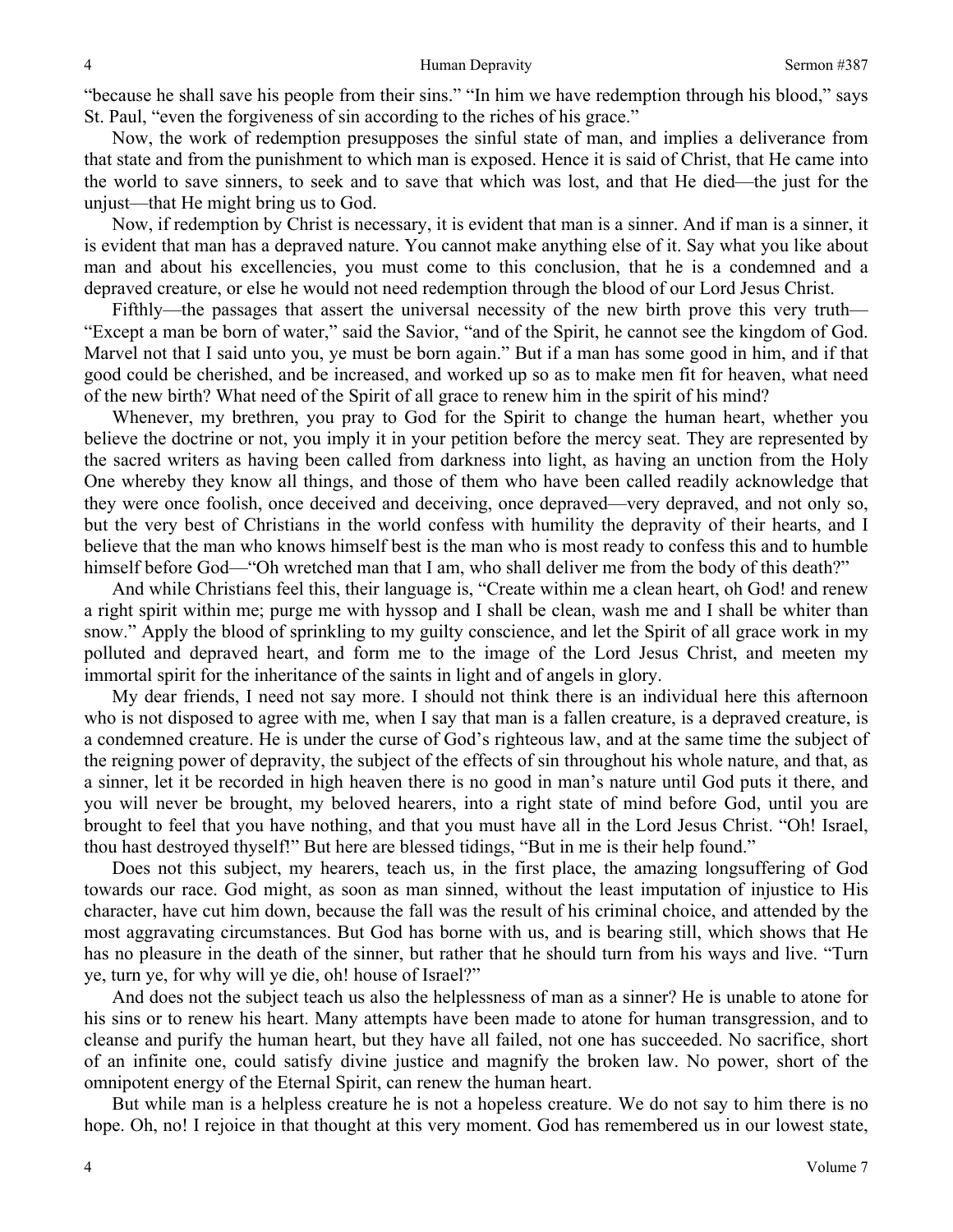"because he shall save his people from their sins." "In him we have redemption through his blood," says St. Paul, "even the forgiveness of sin according to the riches of his grace."

Now, the work of redemption presupposes the sinful state of man, and implies a deliverance from that state and from the punishment to which man is exposed. Hence it is said of Christ, that He came into the world to save sinners, to seek and to save that which was lost, and that He died—the just for the unjust—that He might bring us to God.

Now, if redemption by Christ is necessary, it is evident that man is a sinner. And if man is a sinner, it is evident that man has a depraved nature. You cannot make anything else of it. Say what you like about man and about his excellencies, you must come to this conclusion, that he is a condemned and a depraved creature, or else he would not need redemption through the blood of our Lord Jesus Christ.

Fifthly—the passages that assert the universal necessity of the new birth prove this very truth—"Except a man be born of water," said the Savior, "and of the Spirit, he cannot see the kingdom of God. Marvel not that I said unto you, ye must be born again." But if a man has some good in him, and if that good could be cherished, and be increased, and worked up so as to make men fit for heaven, what need of the new birth? What need of the Spirit of all grace to renew him in the spirit of his mind?

Whenever, my brethren, you pray to God for the Spirit to change the human heart, whether you believe the doctrine or not, you imply it in your petition before the mercy seat. They are represented by the sacred writers as having been called from darkness into light, as having an unction from the Holy One whereby they know all things, and those of them who have been called readily acknowledge that they were once foolish, once deceived and deceiving, once depraved—very depraved, and not only so, but the very best of Christians in the world confess with humility the depravity of their hearts, and I believe that the man who knows himself best is the man who is most ready to confess this and to humble himself before God—"Oh wretched man that I am, who shall deliver me from the body of this death?"

And while Christians feel this, their language is, "Create within me a clean heart, oh God! and renew a right spirit within me; purge me with hyssop and I shall be clean, wash me and I shall be whiter than snow." Apply the blood of sprinkling to my guilty conscience, and let the Spirit of all grace work in my polluted and depraved heart, and form me to the image of the Lord Jesus Christ, and meeten my immortal spirit for the inheritance of the saints in light and of angels in glory.

My dear friends, I need not say more. I should not think there is an individual here this afternoon who is not disposed to agree with me, when I say that man is a fallen creature, is a depraved creature, is a condemned creature. He is under the curse of God's righteous law, and at the same time the subject of the reigning power of depravity, the subject of the effects of sin throughout his whole nature, and that, as a sinner, let it be recorded in high heaven there is no good in man's nature until God puts it there, and you will never be brought, my beloved hearers, into a right state of mind before God, until you are brought to feel that you have nothing, and that you must have all in the Lord Jesus Christ. "Oh! Israel, thou hast destroyed thyself!" But here are blessed tidings, "But in me is their help found."

Does not this subject, my hearers, teach us, in the first place, the amazing longsuffering of God towards our race. God might, as soon as man sinned, without the least imputation of injustice to His character, have cut him down, because the fall was the result of his criminal choice, and attended by the most aggravating circumstances. But God has borne with us, and is bearing still, which shows that He has no pleasure in the death of the sinner, but rather that he should turn from his ways and live. "Turn ye, turn ye, for why will ye die, oh! house of Israel?"

And does not the subject teach us also the helplessness of man as a sinner? He is unable to atone for his sins or to renew his heart. Many attempts have been made to atone for human transgression, and to cleanse and purify the human heart, but they have all failed, not one has succeeded. No sacrifice, short of an infinite one, could satisfy divine justice and magnify the broken law. No power, short of the omnipotent energy of the Eternal Spirit, can renew the human heart.

But while man is a helpless creature he is not a hopeless creature. We do not say to him there is no hope. Oh, no! I rejoice in that thought at this very moment. God has remembered us in our lowest state,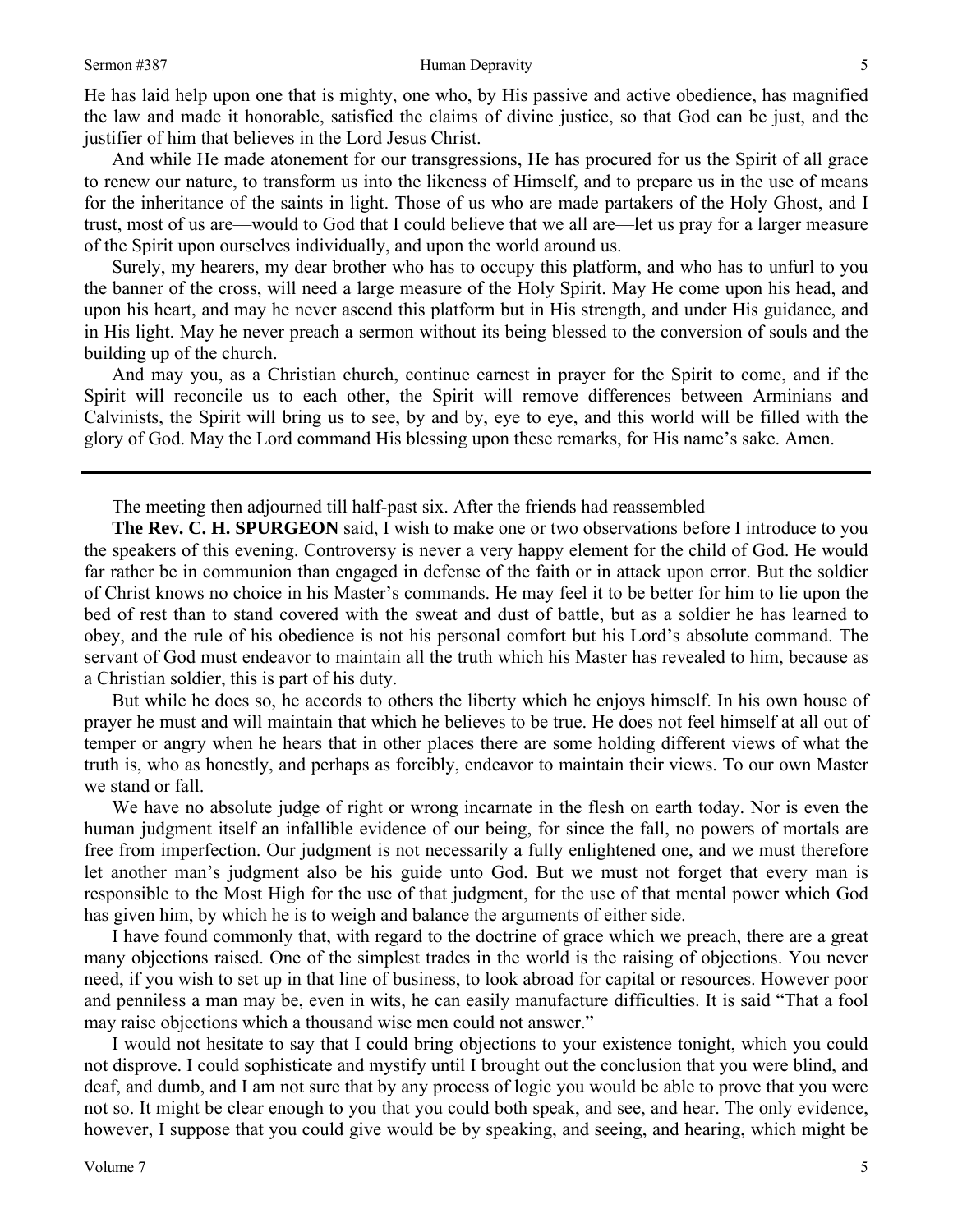He has laid help upon one that is mighty, one who, by His passive and active obedience, has magnified the law and made it honorable, satisfied the claims of divine justice, so that God can be just, and the justifier of him that believes in the Lord Jesus Christ.

And while He made atonement for our transgressions, He has procured for us the Spirit of all grace to renew our nature, to transform us into the likeness of Himself, and to prepare us in the use of means for the inheritance of the saints in light. Those of us who are made partakers of the Holy Ghost, and I trust, most of us are—would to God that I could believe that we all are—let us pray for a larger measure of the Spirit upon ourselves individually, and upon the world around us.

Surely, my hearers, my dear brother who has to occupy this platform, and who has to unfurl to you the banner of the cross, will need a large measure of the Holy Spirit. May He come upon his head, and upon his heart, and may he never ascend this platform but in His strength, and under His guidance, and in His light. May he never preach a sermon without its being blessed to the conversion of souls and the building up of the church.

And may you, as a Christian church, continue earnest in prayer for the Spirit to come, and if the Spirit will reconcile us to each other, the Spirit will remove differences between Arminians and Calvinists, the Spirit will bring us to see, by and by, eye to eye, and this world will be filled with the glory of God. May the Lord command His blessing upon these remarks, for His name's sake. Amen.

---

The meeting then adjourned till half-past six. After the friends had reassembled—

**The Rev. C. H. SPURGEON** said, I wish to make one or two observations before I introduce to you the speakers of this evening. Controversy is never a very happy element for the child of God. He would far rather be in communion than engaged in defense of the faith or in attack upon error. But the soldier of Christ knows no choice in his Master's commands. He may feel it to be better for him to lie upon the bed of rest than to stand covered with the sweat and dust of battle, but as a soldier he has learned to obey, and the rule of his obedience is not his personal comfort but his Lord's absolute command. The servant of God must endeavor to maintain all the truth which his Master has revealed to him, because as a Christian soldier, this is part of his duty.

But while he does so, he accords to others the liberty which he enjoys himself. In his own house of prayer he must and will maintain that which he believes to be true. He does not feel himself at all out of temper or angry when he hears that in other places there are some holding different views of what the truth is, who as honestly, and perhaps as forcibly, endeavor to maintain their views. To our own Master we stand or fall.

We have no absolute judge of right or wrong incarnate in the flesh on earth today. Nor is even the human judgment itself an infallible evidence of our being, for since the fall, no powers of mortals are free from imperfection. Our judgment is not necessarily a fully enlightened one, and we must therefore let another man's judgment also be his guide unto God. But we must not forget that every man is responsible to the Most High for the use of that judgment, for the use of that mental power which God has given him, by which he is to weigh and balance the arguments of either side.

I have found commonly that, with regard to the doctrine of grace which we preach, there are a great many objections raised. One of the simplest trades in the world is the raising of objections. You never need, if you wish to set up in that line of business, to look abroad for capital or resources. However poor and penniless a man may be, even in wits, he can easily manufacture difficulties. It is said "That a fool may raise objections which a thousand wise men could not answer."

I would not hesitate to say that I could bring objections to your existence tonight, which you could not disprove. I could sophisticate and mystify until I brought out the conclusion that you were blind, and deaf, and dumb, and I am not sure that by any process of logic you would be able to prove that you were not so. It might be clear enough to you that you could both speak, and see, and hear. The only evidence, however, I suppose that you could give would be by speaking, and seeing, and hearing, which might be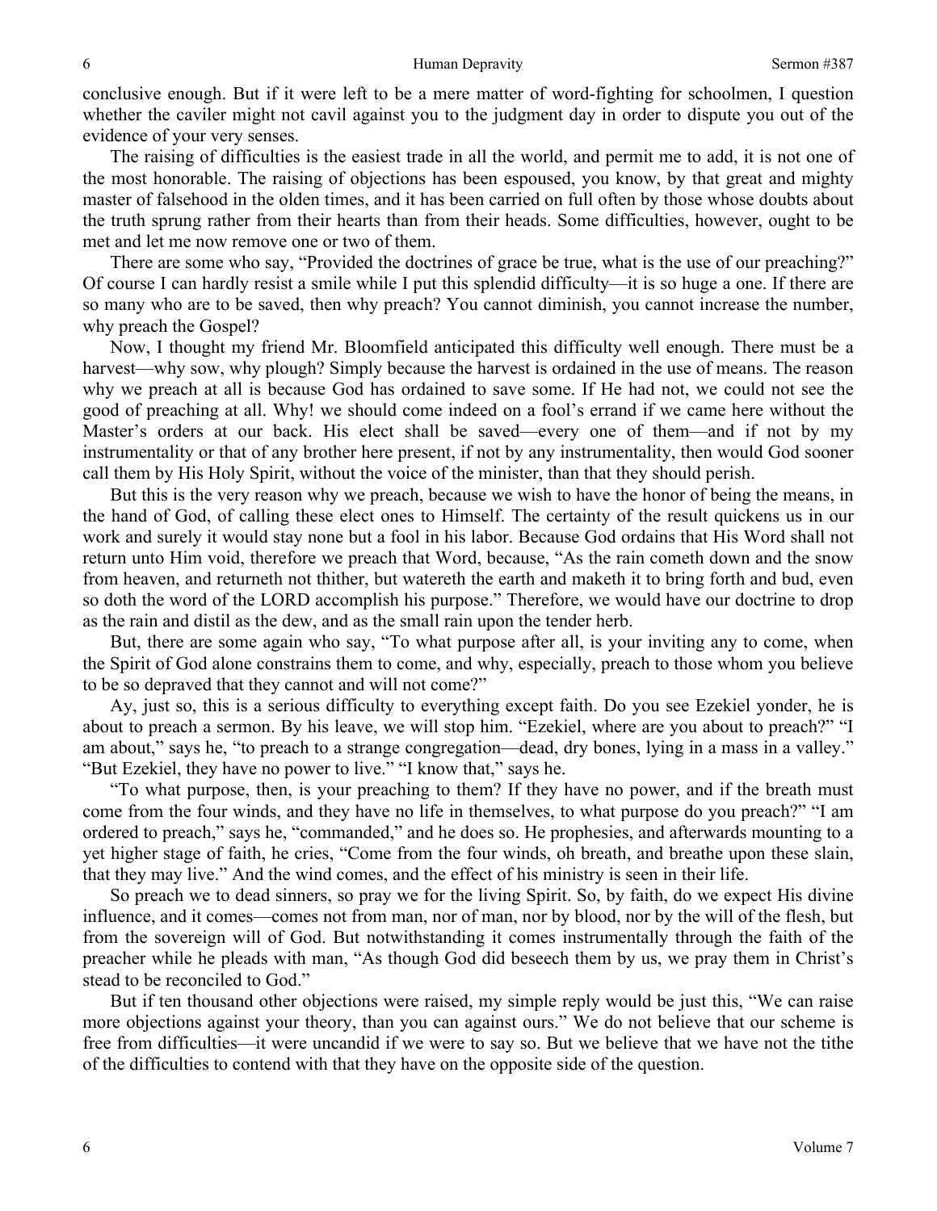conclusive enough. But if it were left to be a mere matter of word-fighting for schoolmen, I question whether the caviler might not cavil against you to the judgment day in order to dispute you out of the evidence of your very senses.

The raising of difficulties is the easiest trade in all the world, and permit me to add, it is not one of the most honorable. The raising of objections has been espoused, you know, by that great and mighty master of falsehood in the olden times, and it has been carried on full often by those whose doubts about the truth sprung rather from their hearts than from their heads. Some difficulties, however, ought to be met and let me now remove one or two of them.

There are some who say, "Provided the doctrines of grace be true, what is the use of our preaching?" Of course I can hardly resist a smile while I put this splendid difficulty—it is so huge a one. If there are so many who are to be saved, then why preach? You cannot diminish, you cannot increase the number, why preach the Gospel?

Now, I thought my friend Mr. Bloomfield anticipated this difficulty well enough. There must be a harvest—why sow, why plough? Simply because the harvest is ordained in the use of means. The reason why we preach at all is because God has ordained to save some. If He had not, we could not see the good of preaching at all. Why! we should come indeed on a fool's errand if we came here without the Master's orders at our back. His elect shall be saved—every one of them—and if not by my instrumentality or that of any brother here present, if not by any instrumentality, then would God sooner call them by His Holy Spirit, without the voice of the minister, than that they should perish.

But this is the very reason why we preach, because we wish to have the honor of being the means, in the hand of God, of calling these elect ones to Himself. The certainty of the result quickens us in our work and surely it would stay none but a fool in his labor. Because God ordains that His Word shall not return unto Him void, therefore we preach that Word, because, "As the rain cometh down and the snow from heaven, and returneth not thither, but watereth the earth and maketh it to bring forth and bud, even so doth the word of the LORD accomplish his purpose." Therefore, we would have our doctrine to drop as the rain and distil as the dew, and as the small rain upon the tender herb.

But, there are some again who say, "To what purpose after all, is your inviting any to come, when the Spirit of God alone constrains them to come, and why, especially, preach to those whom you believe to be so depraved that they cannot and will not come?"

Ay, just so, this is a serious difficulty to everything except faith. Do you see Ezekiel yonder, he is about to preach a sermon. By his leave, we will stop him. "Ezekiel, where are you about to preach?" "I am about," says he, "to preach to a strange congregation—dead, dry bones, lying in a mass in a valley." "But Ezekiel, they have no power to live." "I know that," says he.

"To what purpose, then, is your preaching to them? If they have no power, and if the breath must come from the four winds, and they have no life in themselves, to what purpose do you preach?" "I am ordered to preach," says he, "commanded," and he does so. He prophesies, and afterwards mounting to a yet higher stage of faith, he cries, "Come from the four winds, oh breath, and breathe upon these slain, that they may live." And the wind comes, and the effect of his ministry is seen in their life.

So preach we to dead sinners, so pray we for the living Spirit. So, by faith, do we expect His divine influence, and it comes—comes not from man, nor of man, nor by blood, nor by the will of the flesh, but from the sovereign will of God. But notwithstanding it comes instrumentally through the faith of the preacher while he pleads with man, "As though God did beseech them by us, we pray them in Christ's stead to be reconciled to God."

But if ten thousand other objections were raised, my simple reply would be just this, "We can raise more objections against your theory, than you can against ours." We do not believe that our scheme is free from difficulties—it were uncandid if we were to say so. But we believe that we have not the tithe of the difficulties to contend with that they have on the opposite side of the question.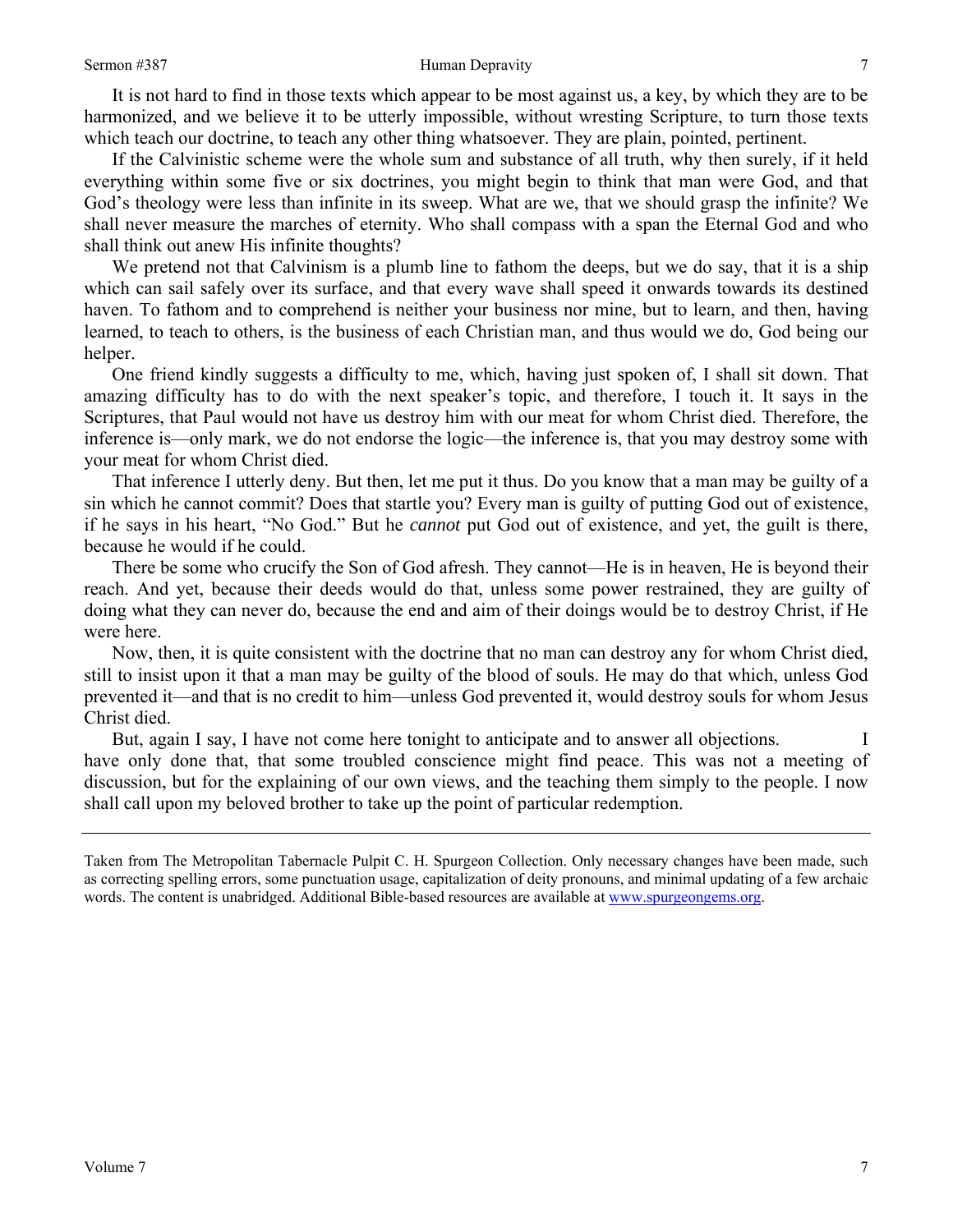It is not hard to find in those texts which appear to be most against us, a key, by which they are to be harmonized, and we believe it to be utterly impossible, without wresting Scripture, to turn those texts which teach our doctrine, to teach any other thing whatsoever. They are plain, pointed, pertinent.

If the Calvinistic scheme were the whole sum and substance of all truth, why then surely, if it held everything within some five or six doctrines, you might begin to think that man were God, and that God's theology were less than infinite in its sweep. What are we, that we should grasp the infinite? We shall never measure the marches of eternity. Who shall compass with a span the Eternal God and who shall think out anew His infinite thoughts?

We pretend not that Calvinism is a plumb line to fathom the deeps, but we do say, that it is a ship which can sail safely over its surface, and that every wave shall speed it onwards towards its destined haven. To fathom and to comprehend is neither your business nor mine, but to learn, and then, having learned, to teach to others, is the business of each Christian man, and thus would we do, God being our helper.

One friend kindly suggests a difficulty to me, which, having just spoken of, I shall sit down. That amazing difficulty has to do with the next speaker's topic, and therefore, I touch it. It says in the Scriptures, that Paul would not have us destroy him with our meat for whom Christ died. Therefore, the inference is—only mark, we do not endorse the logic—the inference is, that you may destroy some with your meat for whom Christ died.

That inference I utterly deny. But then, let me put it thus. Do you know that a man may be guilty of a sin which he cannot commit? Does that startle you? Every man is guilty of putting God out of existence, if he says in his heart, "No God." But he *cannot* put God out of existence, and yet, the guilt is there, because he would if he could.

There be some who crucify the Son of God afresh. They cannot—He is in heaven, He is beyond their reach. And yet, because their deeds would do that, unless some power restrained, they are guilty of doing what they can never do, because the end and aim of their doings would be to destroy Christ, if He were here.

Now, then, it is quite consistent with the doctrine that no man can destroy any for whom Christ died, still to insist upon it that a man may be guilty of the blood of souls. He may do that which, unless God prevented it—and that is no credit to him—unless God prevented it, would destroy souls for whom Jesus Christ died.

But, again I say, I have not come here tonight to anticipate and to answer all objections. I have only done that, that some troubled conscience might find peace. This was not a meeting of discussion, but for the explaining of our own views, and the teaching them simply to the people. I now shall call upon my beloved brother to take up the point of particular redemption.

---

Taken from The Metropolitan Tabernacle Pulpit C. H. Spurgeon Collection. Only necessary changes have been made, such as correcting spelling errors, some punctuation usage, capitalization of deity pronouns, and minimal updating of a few archaic words. The content is unabridged. Additional Bible-based resources are available at [www.spurgeongems.org](http://www.spurgeongems.org).